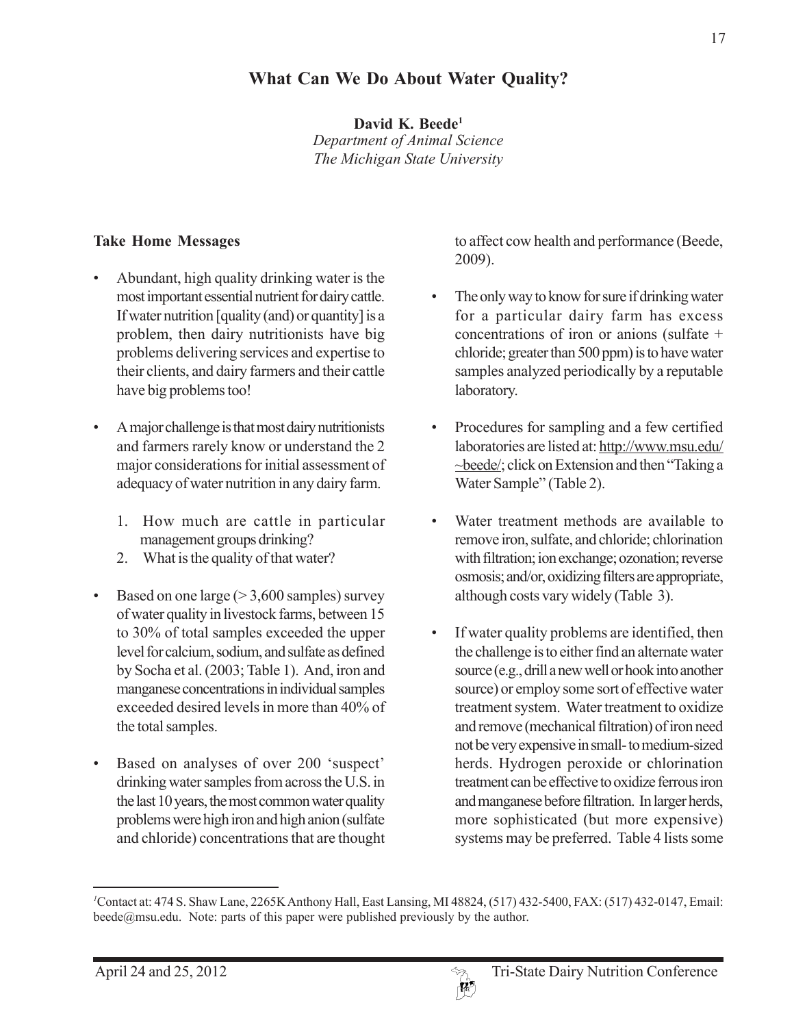# What Can We Do About Water Quality?

**David K. Beede[1]**
*Department of Animal Science*
*The Michigan State University*

## Take Home Messages

- Abundant, high quality drinking water is the most important essential nutrient for dairy cattle. If water nutrition [quality (and) or quantity] is a problem, then dairy nutritionists have big problems delivering services and expertise to their clients, and dairy farmers and their cattle have big problems too!

- A major challenge is that most dairy nutritionists and farmers rarely know or understand the 2 major considerations for initial assessment of adequacy of water nutrition in any dairy farm.

  1. How much are cattle in particular management groups drinking?
  2. What is the quality of that water?

- Based on one large (> 3,600 samples) survey of water quality in livestock farms, between 15 to 30% of total samples exceeded the upper level for calcium, sodium, and sulfate as defined by Socha et al. (2003; Table 1). And, iron and manganese concentrations in individual samples exceeded desired levels in more than 40% of the total samples.

- Based on analyses of over 200 'suspect' drinking water samples from across the U.S. in the last 10 years, the most common water quality problems were high iron and high anion (sulfate and chloride) concentrations that are thought to affect cow health and performance (Beede, 2009).

- The only way to know for sure if drinking water for a particular dairy farm has excess concentrations of iron or anions (sulfate + chloride; greater than 500 ppm) is to have water samples analyzed periodically by a reputable laboratory.

- Procedures for sampling and a few certified laboratories are listed at: http://www.msu.edu/~beede/; click on Extension and then "Taking a Water Sample" (Table 2).

- Water treatment methods are available to remove iron, sulfate, and chloride; chlorination with filtration; ion exchange; ozonation; reverse osmosis; and/or, oxidizing filters are appropriate, although costs vary widely (Table 3).

- If water quality problems are identified, then the challenge is to either find an alternate water source (e.g., drill a new well or hook into another source) or employ some sort of effective water treatment system. Water treatment to oxidize and remove (mechanical filtration) of iron need not be very expensive in small- to medium-sized herds. Hydrogen peroxide or chlorination treatment can be effective to oxidize ferrous iron and manganese before filtration. In larger herds, more sophisticated (but more expensive) systems may be preferred. Table 4 lists some

---

[1]Contact at: 474 S. Shaw Lane, 2265K Anthony Hall, East Lansing, MI 48824, (517) 432-5400, FAX: (517) 432-0147, Email: beede@msu.edu. Note: parts of this paper were published previously by the author.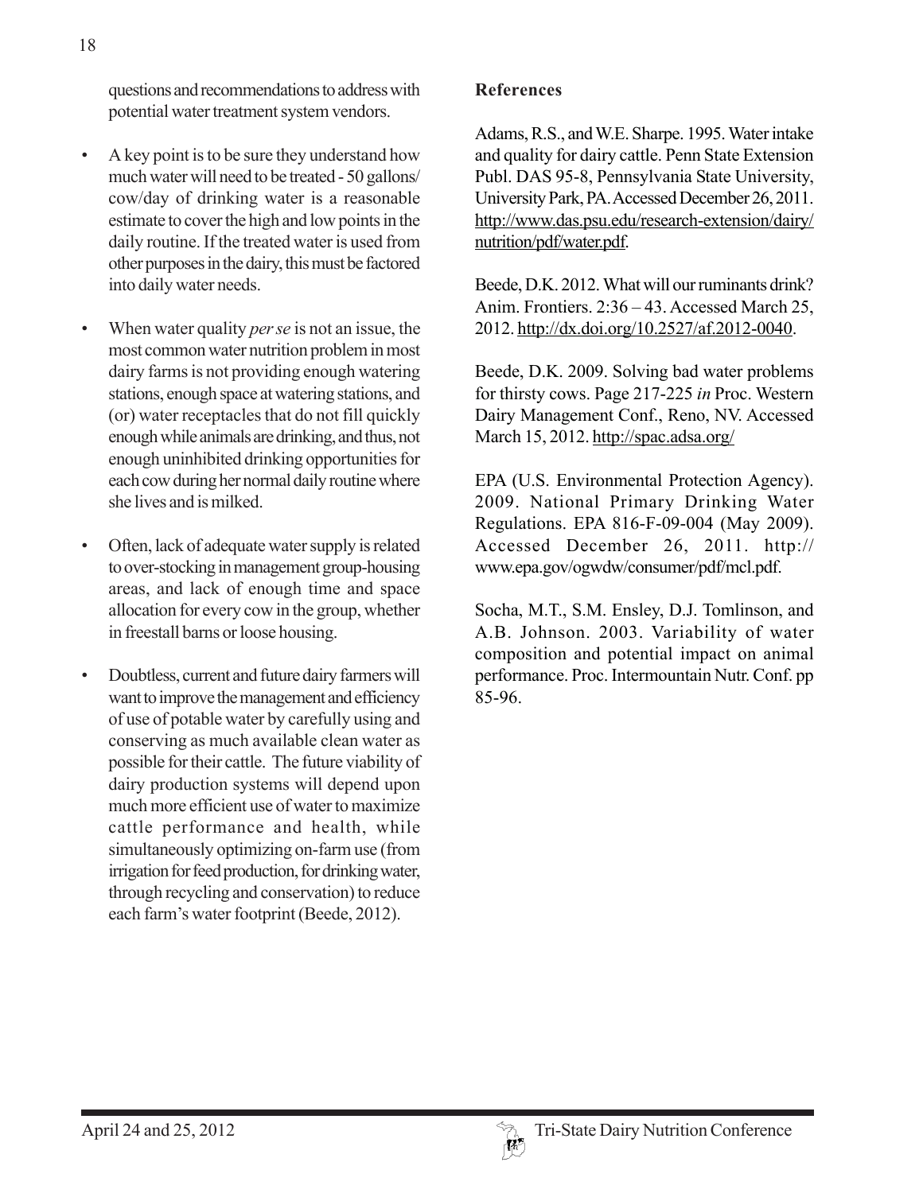questions and recommendations to address with potential water treatment system vendors.

- A key point is to be sure they understand how much water will need to be treated - 50 gallons/cow/day of drinking water is a reasonable estimate to cover the high and low points in the daily routine. If the treated water is used from other purposes in the dairy, this must be factored into daily water needs.

- When water quality *per se* is not an issue, the most common water nutrition problem in most dairy farms is not providing enough watering stations, enough space at watering stations, and (or) water receptacles that do not fill quickly enough while animals are drinking, and thus, not enough uninhibited drinking opportunities for each cow during her normal daily routine where she lives and is milked.

- Often, lack of adequate water supply is related to over-stocking in management group-housing areas, and lack of enough time and space allocation for every cow in the group, whether in freestall barns or loose housing.

- Doubtless, current and future dairy farmers will want to improve the management and efficiency of use of potable water by carefully using and conserving as much available clean water as possible for their cattle. The future viability of dairy production systems will depend upon much more efficient use of water to maximize cattle performance and health, while simultaneously optimizing on-farm use (from irrigation for feed production, for drinking water, through recycling and conservation) to reduce each farm's water footprint (Beede, 2012).

**References**

Adams, R.S., and W.E. Sharpe. 1995. Water intake and quality for dairy cattle. Penn State Extension Publ. DAS 95-8, Pennsylvania State University, University Park, PA. Accessed December 26, 2011. http://www.das.psu.edu/research-extension/dairy/nutrition/pdf/water.pdf.

Beede, D.K. 2012. What will our ruminants drink? Anim. Frontiers. 2:36 – 43. Accessed March 25, 2012. http://dx.doi.org/10.2527/af.2012-0040.

Beede, D.K. 2009. Solving bad water problems for thirsty cows. Page 217-225 *in* Proc. Western Dairy Management Conf., Reno, NV. Accessed March 15, 2012. http://spac.adsa.org/

EPA (U.S. Environmental Protection Agency). 2009. National Primary Drinking Water Regulations. EPA 816-F-09-004 (May 2009). Accessed December 26, 2011. http://www.epa.gov/ogwdw/consumer/pdf/mcl.pdf.

Socha, M.T., S.M. Ensley, D.J. Tomlinson, and A.B. Johnson. 2003. Variability of water composition and potential impact on animal performance. Proc. Intermountain Nutr. Conf. pp 85-96.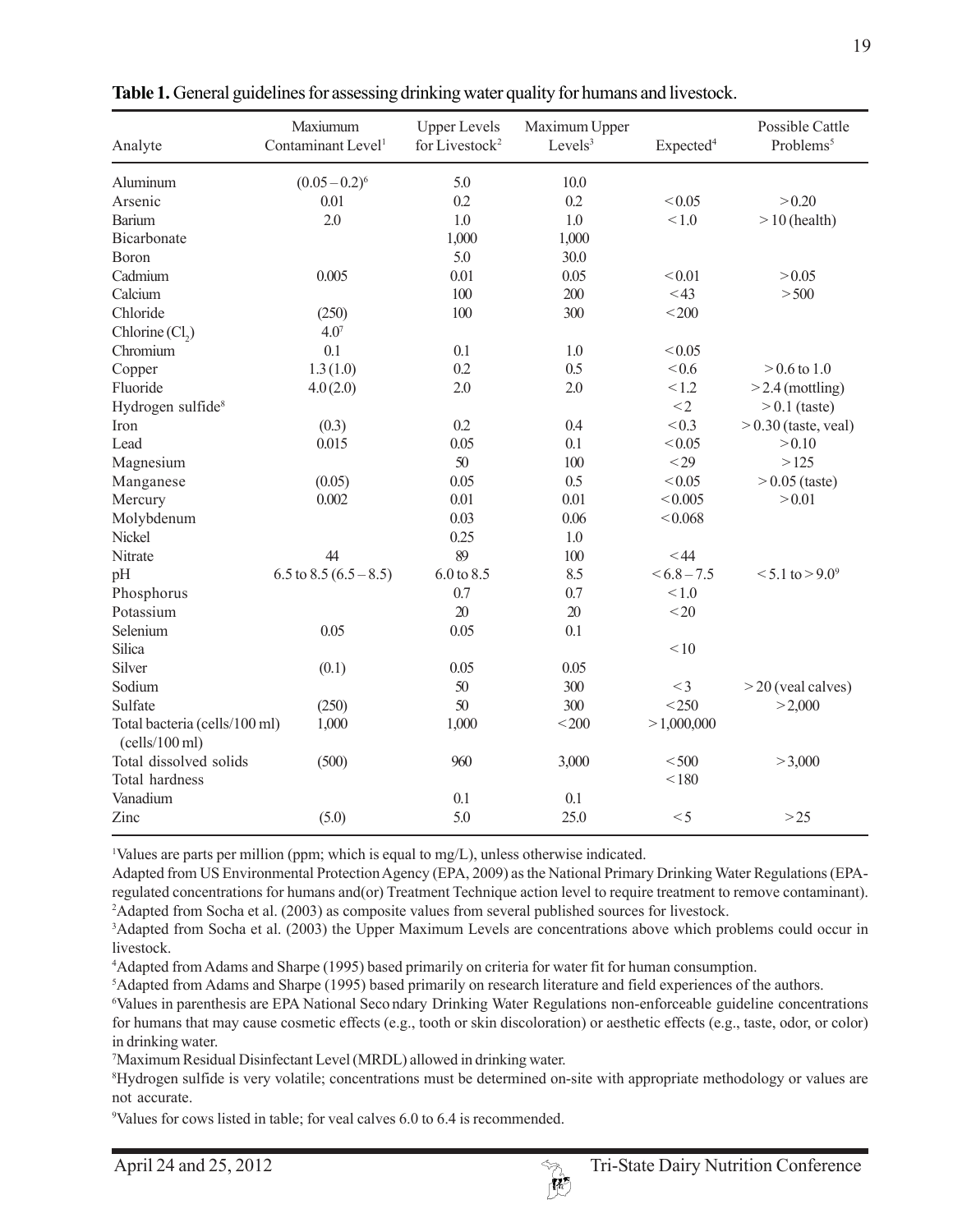**Table 1.** General guidelines for assessing drinking water quality for humans and livestock.

| Analyte | Maxiumum Contaminant Level[1] | Upper Levels for Livestock[2] | Maximum Upper Levels[3] | Expected[4] | Possible Cattle Problems[5] |
|---|---|---|---|---|---|
| Aluminum | (0.05 – 0.2)[6] | 5.0 | 10.0 | | |
| Arsenic | 0.01 | 0.2 | 0.2 | < 0.05 | > 0.20 |
| Barium | 2.0 | 1.0 | 1.0 | < 1.0 | > 10 (health) |
| Bicarbonate | | 1,000 | 1,000 | | |
| Boron | | 5.0 | 30.0 | | |
| Cadmium | 0.005 | 0.01 | 0.05 | < 0.01 | > 0.05 |
| Calcium | | 100 | 200 | < 43 | > 500 |
| Chloride | (250) | 100 | 300 | < 200 | |
| Chlorine ($Cl_2$) | 4.0[7] | | | | |
| Chromium | 0.1 | 0.1 | 1.0 | < 0.05 | |
| Copper | 1.3 (1.0) | 0.2 | 0.5 | < 0.6 | > 0.6 to 1.0 |
| Fluoride | 4.0 (2.0) | 2.0 | 2.0 | < 1.2 | > 2.4 (mottling) |
| Hydrogen sulfide[8] | | | | < 2 | > 0.1 (taste) |
| Iron | (0.3) | 0.2 | 0.4 | < 0.3 | > 0.30 (taste, veal) |
| Lead | 0.015 | 0.05 | 0.1 | < 0.05 | > 0.10 |
| Magnesium | | 50 | 100 | < 29 | > 125 |
| Manganese | (0.05) | 0.05 | 0.5 | < 0.05 | > 0.05 (taste) |
| Mercury | 0.002 | 0.01 | 0.01 | < 0.005 | > 0.01 |
| Molybdenum | | 0.03 | 0.06 | < 0.068 | |
| Nickel | | 0.25 | 1.0 | | |
| Nitrate | 44 | 89 | 100 | < 44 | |
| pH | 6.5 to 8.5 (6.5 – 8.5) | 6.0 to 8.5 | 8.5 | < 6.8 – 7.5 | < 5.1 to > 9.0[9] |
| Phosphorus | | 0.7 | 0.7 | < 1.0 | |
| Potassium | | 20 | 20 | < 20 | |
| Selenium | 0.05 | 0.05 | 0.1 | | |
| Silica | | | | < 10 | |
| Silver | (0.1) | 0.05 | 0.05 | | |
| Sodium | | 50 | 300 | < 3 | > 20 (veal calves) |
| Sulfate | (250) | 50 | 300 | < 250 | > 2,000 |
| Total bacteria (cells/100 ml) (cells/100 ml) | 1,000 | 1,000 | < 200 | > 1,000,000 | |
| Total dissolved solids | (500) | 960 | 3,000 | < 500 | > 3,000 |
| Total hardness | | | | < 180 | |
| Vanadium | | 0.1 | 0.1 | | |
| Zinc | (5.0) | 5.0 | 25.0 | < 5 | > 25 |

[1]Values are parts per million (ppm; which is equal to mg/L), unless otherwise indicated.
Adapted from US Environmental Protection Agency (EPA, 2009) as the National Primary Drinking Water Regulations (EPA-regulated concentrations for humans and(or) Treatment Technique action level to require treatment to remove contaminant).

[2]Adapted from Socha et al. (2003) as composite values from several published sources for livestock.

[3]Adapted from Socha et al. (2003) the Upper Maximum Levels are concentrations above which problems could occur in livestock.

[4]Adapted from Adams and Sharpe (1995) based primarily on criteria for water fit for human consumption.

[5]Adapted from Adams and Sharpe (1995) based primarily on research literature and field experiences of the authors.

[6]Values in parenthesis are EPA National Secondary Drinking Water Regulations non-enforceable guideline concentrations for humans that may cause cosmetic effects (e.g., tooth or skin discoloration) or aesthetic effects (e.g., taste, odor, or color) in drinking water.

[7]Maximum Residual Disinfectant Level (MRDL) allowed in drinking water.

[8]Hydrogen sulfide is very volatile; concentrations must be determined on-site with appropriate methodology or values are not accurate.

[9]Values for cows listed in table; for veal calves 6.0 to 6.4 is recommended.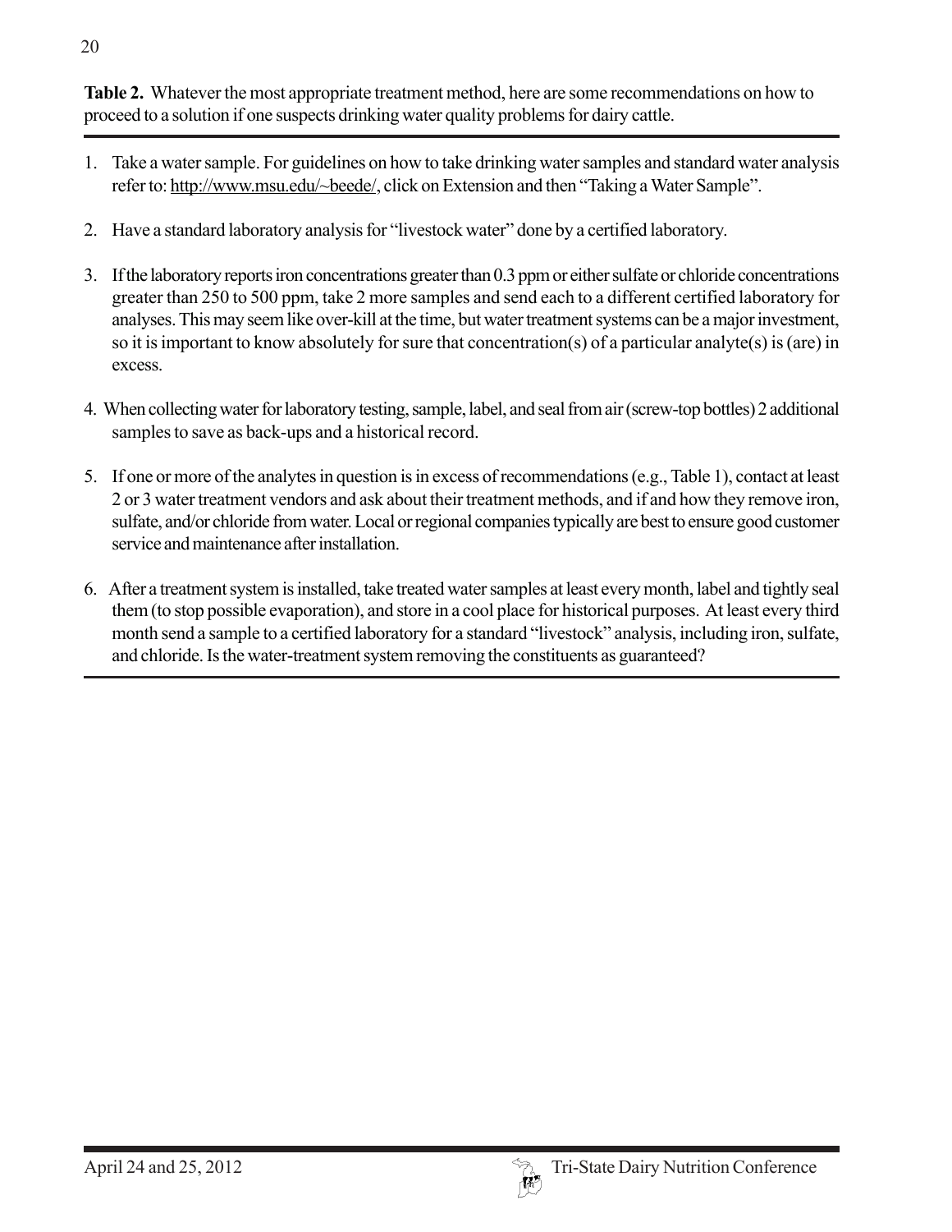**Table 2.** Whatever the most appropriate treatment method, here are some recommendations on how to proceed to a solution if one suspects drinking water quality problems for dairy cattle.

1. Take a water sample. For guidelines on how to take drinking water samples and standard water analysis refer to: http://www.msu.edu/~beede/, click on Extension and then "Taking a Water Sample".
2. Have a standard laboratory analysis for "livestock water" done by a certified laboratory.
3. If the laboratory reports iron concentrations greater than 0.3 ppm or either sulfate or chloride concentrations greater than 250 to 500 ppm, take 2 more samples and send each to a different certified laboratory for analyses. This may seem like over-kill at the time, but water treatment systems can be a major investment, so it is important to know absolutely for sure that concentration(s) of a particular analyte(s) is (are) in excess.
4. When collecting water for laboratory testing, sample, label, and seal from air (screw-top bottles) 2 additional samples to save as back-ups and a historical record.
5. If one or more of the analytes in question is in excess of recommendations (e.g., Table 1), contact at least 2 or 3 water treatment vendors and ask about their treatment methods, and if and how they remove iron, sulfate, and/or chloride from water. Local or regional companies typically are best to ensure good customer service and maintenance after installation.
6. After a treatment system is installed, take treated water samples at least every month, label and tightly seal them (to stop possible evaporation), and store in a cool place for historical purposes. At least every third month send a sample to a certified laboratory for a standard "livestock" analysis, including iron, sulfate, and chloride. Is the water-treatment system removing the constituents as guaranteed?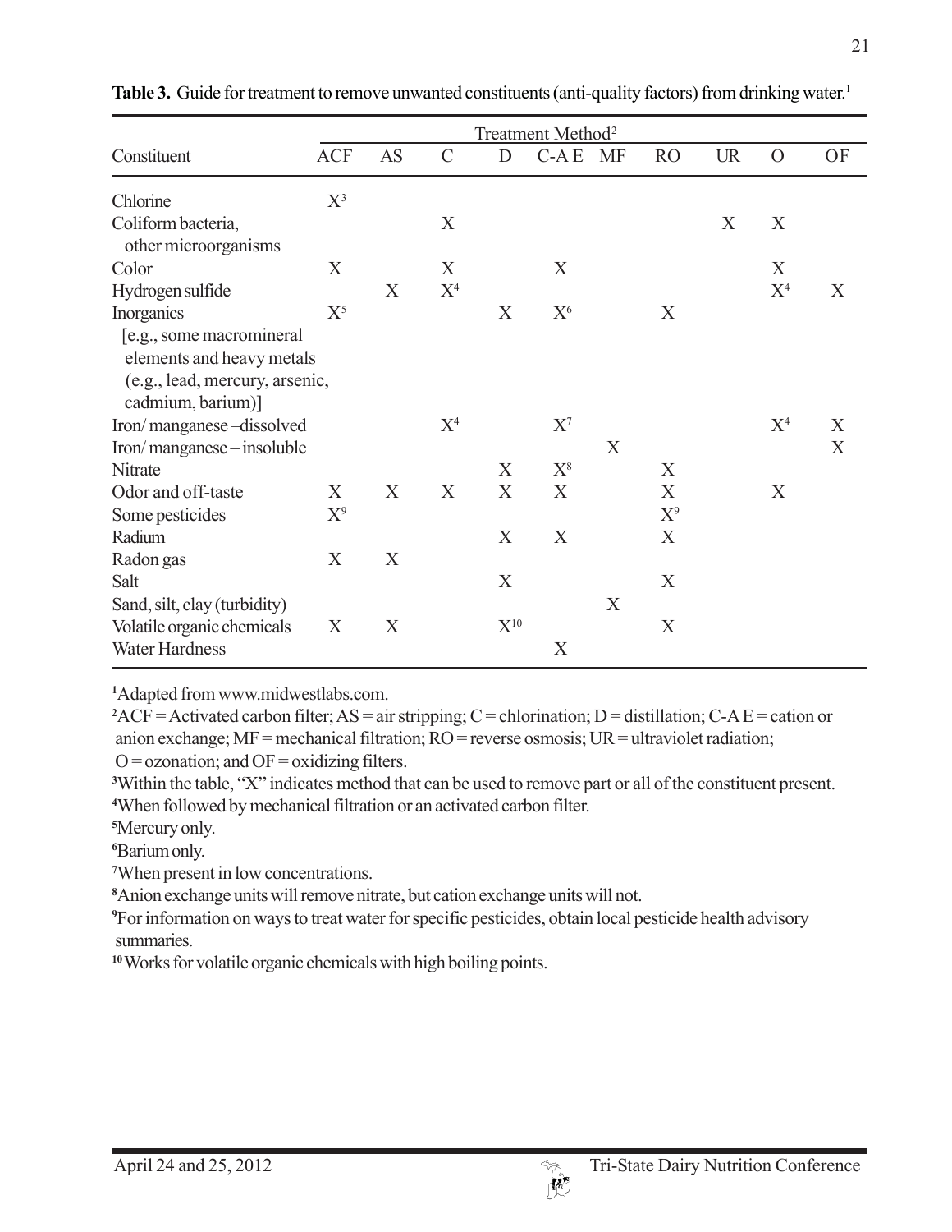**Table 3.** Guide for treatment to remove unwanted constituents (anti-quality factors) from drinking water.[1]

| Constituent | Treatment Method[2] | | | | | | | | | |
|---|---|---|---|---|---|---|---|---|---|---|
| | ACF | AS | C | D | C-A E | MF | RO | UR | O | OF |
| Chlorine | X[3] | | | | | | | | | |
| Coliform bacteria, other microorganisms | | | X | | | | | X | X | |
| Color | X | | X | | X | | | | X | |
| Hydrogen sulfide | | X | X[4] | | | | | | X[4] | X |
| Inorganics [e.g., some macromineral elements and heavy metals (e.g., lead, mercury, arsenic, cadmium, barium)] | X[5] | | | X | X[6] | | X | | | |
| Iron/ manganese –dissolved | | | X[4] | | X[7] | | | | X[4] | X |
| Iron/ manganese – insoluble | | | | | | X | | | | X |
| Nitrate | | | | X | X[8] | | X | | | |
| Odor and off-taste | X | X | X | X | X | | X | | X | |
| Some pesticides | X[9] | | | | | | X[9] | | | |
| Radium | | | | X | X | | X | | | |
| Radon gas | X | X | | | | | | | | |
| Salt | | | | X | | | X | | | |
| Sand, silt, clay (turbidity) | | | | | | X | | | | |
| Volatile organic chemicals | X | X | | X[10] | | | X | | | |
| Water Hardness | | | | | X | | | | | |

[1]Adapted from www.midwestlabs.com.

[2]ACF = Activated carbon filter; AS = air stripping; C = chlorination; D = distillation; C-A E = cation or anion exchange; MF = mechanical filtration; RO = reverse osmosis; UR = ultraviolet radiation; O = ozonation; and OF = oxidizing filters.

[3]Within the table, "X" indicates method that can be used to remove part or all of the constituent present.

[4]When followed by mechanical filtration or an activated carbon filter.

[5]Mercury only.

[6]Barium only.

[7]When present in low concentrations.

[8]Anion exchange units will remove nitrate, but cation exchange units will not.

[9]For information on ways to treat water for specific pesticides, obtain local pesticide health advisory summaries.

[10]Works for volatile organic chemicals with high boiling points.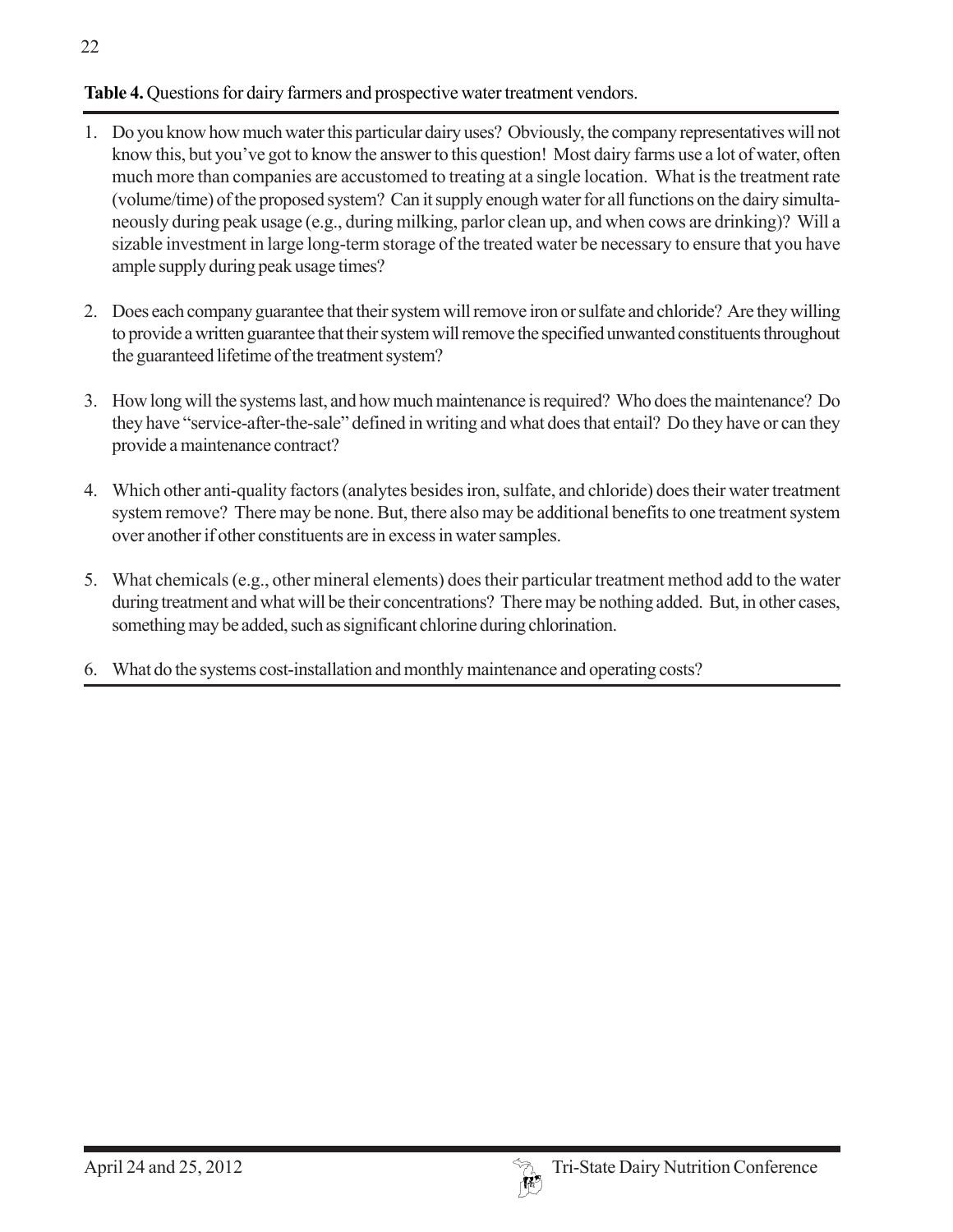**Table 4.** Questions for dairy farmers and prospective water treatment vendors.

1. Do you know how much water this particular dairy uses? Obviously, the company representatives will not know this, but you've got to know the answer to this question! Most dairy farms use a lot of water, often much more than companies are accustomed to treating at a single location. What is the treatment rate (volume/time) of the proposed system? Can it supply enough water for all functions on the dairy simultaneously during peak usage (e.g., during milking, parlor clean up, and when cows are drinking)? Will a sizable investment in large long-term storage of the treated water be necessary to ensure that you have ample supply during peak usage times?

2. Does each company guarantee that their system will remove iron or sulfate and chloride? Are they willing to provide a written guarantee that their system will remove the specified unwanted constituents throughout the guaranteed lifetime of the treatment system?

3. How long will the systems last, and how much maintenance is required? Who does the maintenance? Do they have "service-after-the-sale" defined in writing and what does that entail? Do they have or can they provide a maintenance contract?

4. Which other anti-quality factors (analytes besides iron, sulfate, and chloride) does their water treatment system remove? There may be none. But, there also may be additional benefits to one treatment system over another if other constituents are in excess in water samples.

5. What chemicals (e.g., other mineral elements) does their particular treatment method add to the water during treatment and what will be their concentrations? There may be nothing added. But, in other cases, something may be added, such as significant chlorine during chlorination.

6. What do the systems cost-installation and monthly maintenance and operating costs?